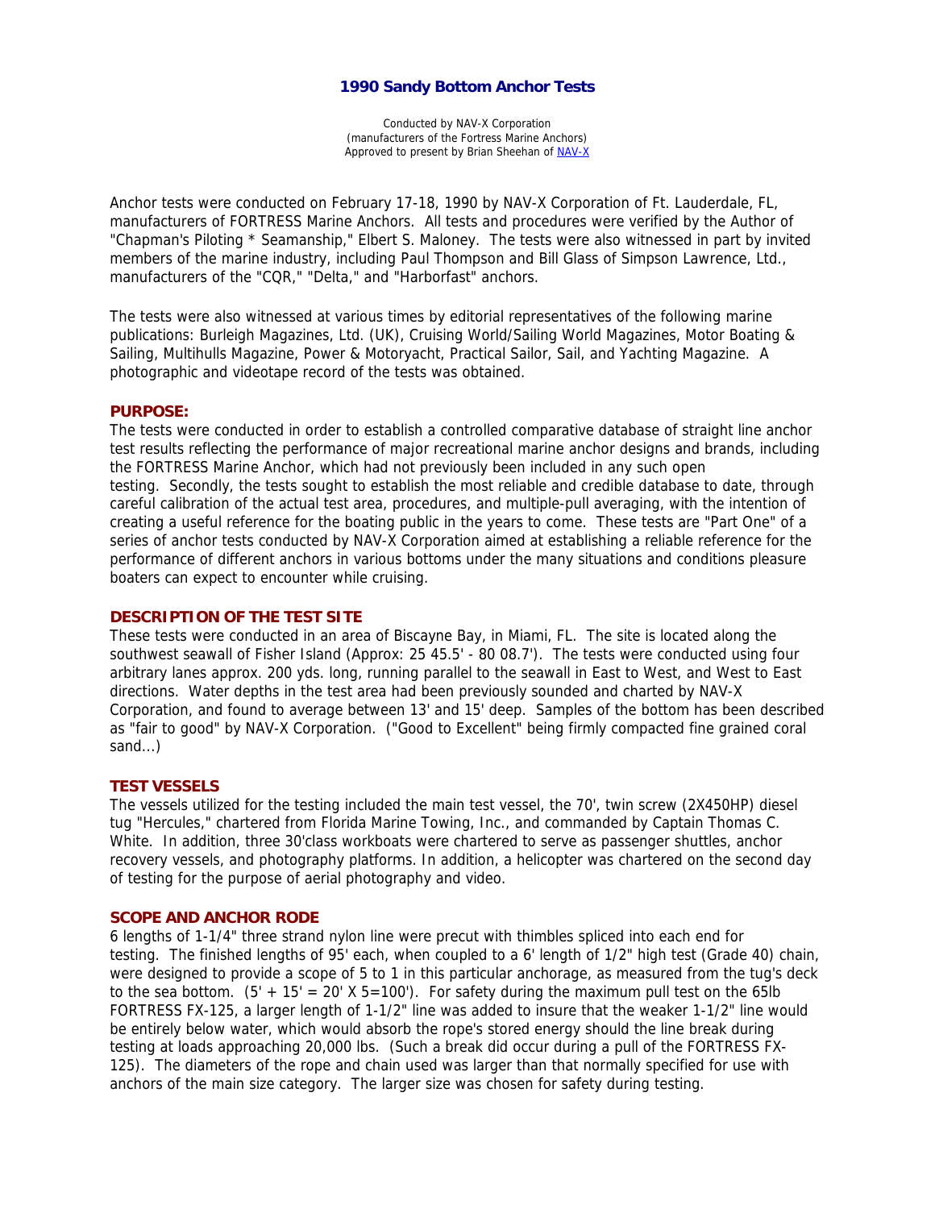# 1990 Sandy Bottom Anchor Tests

Conducted by NAV-X Corporation
(manufacturers of the Fortress Marine Anchors)
Approved to present by Brian Sheehan of NAV-X

Anchor tests were conducted on February 17-18, 1990 by NAV-X Corporation of Ft. Lauderdale, FL, manufacturers of FORTRESS Marine Anchors. All tests and procedures were verified by the Author of "Chapman's Piloting * Seamanship," Elbert S. Maloney. The tests were also witnessed in part by invited members of the marine industry, including Paul Thompson and Bill Glass of Simpson Lawrence, Ltd., manufacturers of the "CQR," "Delta," and "Harborfast" anchors.

The tests were also witnessed at various times by editorial representatives of the following marine publications: Burleigh Magazines, Ltd. (UK), Cruising World/Sailing World Magazines, Motor Boating & Sailing, Multihulls Magazine, Power & Motoryacht, Practical Sailor, Sail, and Yachting Magazine. A photographic and videotape record of the tests was obtained.

## PURPOSE:

The tests were conducted in order to establish a controlled comparative database of straight line anchor test results reflecting the performance of major recreational marine anchor designs and brands, including the FORTRESS Marine Anchor, which had not previously been included in any such open testing. Secondly, the tests sought to establish the most reliable and credible database to date, through careful calibration of the actual test area, procedures, and multiple-pull averaging, with the intention of creating a useful reference for the boating public in the years to come. These tests are "Part One" of a series of anchor tests conducted by NAV-X Corporation aimed at establishing a reliable reference for the performance of different anchors in various bottoms under the many situations and conditions pleasure boaters can expect to encounter while cruising.

## DESCRIPTION OF THE TEST SITE

These tests were conducted in an area of Biscayne Bay, in Miami, FL. The site is located along the southwest seawall of Fisher Island (Approx: 25 45.5' - 80 08.7'). The tests were conducted using four arbitrary lanes approx. 200 yds. long, running parallel to the seawall in East to West, and West to East directions. Water depths in the test area had been previously sounded and charted by NAV-X Corporation, and found to average between 13' and 15' deep. Samples of the bottom has been described as "fair to good" by NAV-X Corporation. ("Good to Excellent" being firmly compacted fine grained coral sand...)

## TEST VESSELS

The vessels utilized for the testing included the main test vessel, the 70', twin screw (2X450HP) diesel tug "Hercules," chartered from Florida Marine Towing, Inc., and commanded by Captain Thomas C. White. In addition, three 30'class workboats were chartered to serve as passenger shuttles, anchor recovery vessels, and photography platforms. In addition, a helicopter was chartered on the second day of testing for the purpose of aerial photography and video.

## SCOPE AND ANCHOR RODE

6 lengths of 1-1/4" three strand nylon line were precut with thimbles spliced into each end for testing. The finished lengths of 95' each, when coupled to a 6' length of 1/2" high test (Grade 40) chain, were designed to provide a scope of 5 to 1 in this particular anchorage, as measured from the tug's deck to the sea bottom. (5' + 15' = 20' X 5=100'). For safety during the maximum pull test on the 65lb FORTRESS FX-125, a larger length of 1-1/2" line was added to insure that the weaker 1-1/2" line would be entirely below water, which would absorb the rope's stored energy should the line break during testing at loads approaching 20,000 lbs. (Such a break did occur during a pull of the FORTRESS FX-125). The diameters of the rope and chain used was larger than that normally specified for use with anchors of the main size category. The larger size was chosen for safety during testing.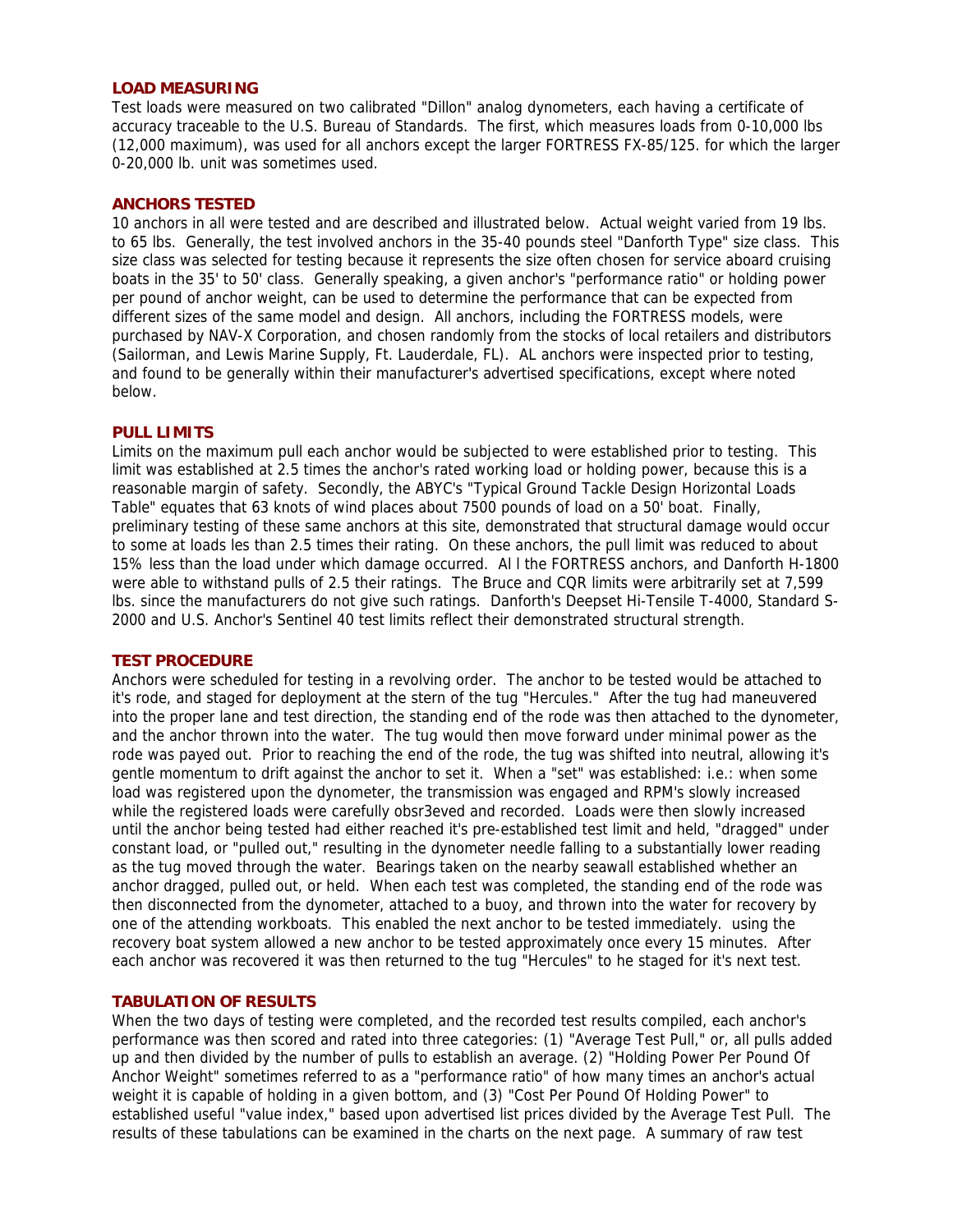### LOAD MEASURING

Test loads were measured on two calibrated "Dillon" analog dynometers, each having a certificate of accuracy traceable to the U.S. Bureau of Standards. The first, which measures loads from 0-10,000 lbs (12,000 maximum), was used for all anchors except the larger FORTRESS FX-85/125. for which the larger 0-20,000 lb. unit was sometimes used.

### ANCHORS TESTED

10 anchors in all were tested and are described and illustrated below. Actual weight varied from 19 lbs. to 65 lbs. Generally, the test involved anchors in the 35-40 pounds steel "Danforth Type" size class. This size class was selected for testing because it represents the size often chosen for service aboard cruising boats in the 35' to 50' class. Generally speaking, a given anchor's "performance ratio" or holding power per pound of anchor weight, can be used to determine the performance that can be expected from different sizes of the same model and design. All anchors, including the FORTRESS models, were purchased by NAV-X Corporation, and chosen randomly from the stocks of local retailers and distributors (Sailorman, and Lewis Marine Supply, Ft. Lauderdale, FL). AL anchors were inspected prior to testing, and found to be generally within their manufacturer's advertised specifications, except where noted below.

### PULL LIMITS

Limits on the maximum pull each anchor would be subjected to were established prior to testing. This limit was established at 2.5 times the anchor's rated working load or holding power, because this is a reasonable margin of safety. Secondly, the ABYC's "Typical Ground Tackle Design Horizontal Loads Table" equates that 63 knots of wind places about 7500 pounds of load on a 50' boat. Finally, preliminary testing of these same anchors at this site, demonstrated that structural damage would occur to some at loads les than 2.5 times their rating. On these anchors, the pull limit was reduced to about 15% less than the load under which damage occurred. Al l the FORTRESS anchors, and Danforth H-1800 were able to withstand pulls of 2.5 their ratings. The Bruce and CQR limits were arbitrarily set at 7,599 lbs. since the manufacturers do not give such ratings. Danforth's Deepset Hi-Tensile T-4000, Standard S-2000 and U.S. Anchor's Sentinel 40 test limits reflect their demonstrated structural strength.

### TEST PROCEDURE

Anchors were scheduled for testing in a revolving order. The anchor to be tested would be attached to it's rode, and staged for deployment at the stern of the tug "Hercules." After the tug had maneuvered into the proper lane and test direction, the standing end of the rode was then attached to the dynometer, and the anchor thrown into the water. The tug would then move forward under minimal power as the rode was payed out. Prior to reaching the end of the rode, the tug was shifted into neutral, allowing it's gentle momentum to drift against the anchor to set it. When a "set" was established: i.e.: when some load was registered upon the dynometer, the transmission was engaged and RPM's slowly increased while the registered loads were carefully obsr3eved and recorded. Loads were then slowly increased until the anchor being tested had either reached it's pre-established test limit and held, "dragged" under constant load, or "pulled out," resulting in the dynometer needle falling to a substantially lower reading as the tug moved through the water. Bearings taken on the nearby seawall established whether an anchor dragged, pulled out, or held. When each test was completed, the standing end of the rode was then disconnected from the dynometer, attached to a buoy, and thrown into the water for recovery by one of the attending workboats. This enabled the next anchor to be tested immediately. using the recovery boat system allowed a new anchor to be tested approximately once every 15 minutes. After each anchor was recovered it was then returned to the tug "Hercules" to he staged for it's next test.

### TABULATION OF RESULTS

When the two days of testing were completed, and the recorded test results compiled, each anchor's performance was then scored and rated into three categories: (1) "Average Test Pull," or, all pulls added up and then divided by the number of pulls to establish an average. (2) "Holding Power Per Pound Of Anchor Weight" sometimes referred to as a "performance ratio" of how many times an anchor's actual weight it is capable of holding in a given bottom, and (3) "Cost Per Pound Of Holding Power" to established useful "value index," based upon advertised list prices divided by the Average Test Pull. The results of these tabulations can be examined in the charts on the next page. A summary of raw test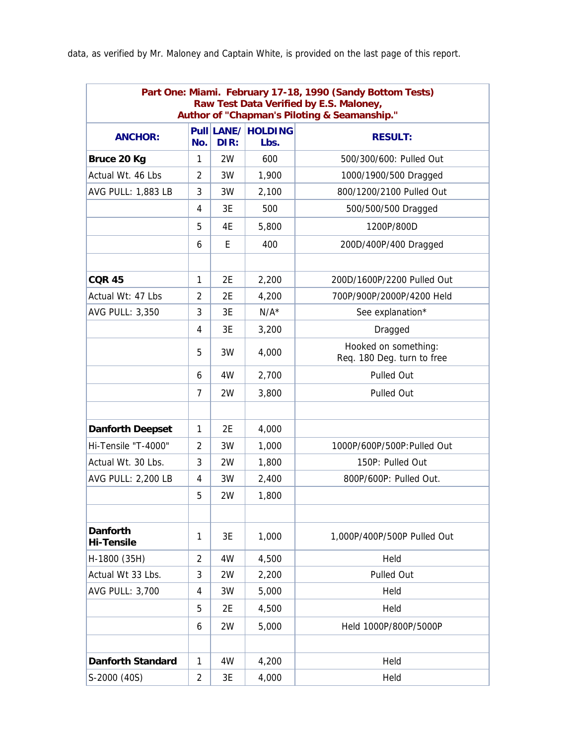data, as verified by Mr. Maloney and Captain White, is provided on the last page of this report.

| Part One: Miami. February 17-18, 1990 (Sandy Bottom Tests) Raw Test Data Verified by E.S. Maloney, Author of "Chapman's Piloting & Seamanship." | | | | |
|---|---|---|---|---|
| **ANCHOR:** | **Pull No.** | **LANE/ DIR:** | **HOLDING Lbs.** | **RESULT:** |
| **Bruce 20 Kg** | 1 | 2W | 600 | 500/300/600: Pulled Out |
| Actual Wt. 46 Lbs | 2 | 3W | 1,900 | 1000/1900/500 Dragged |
| AVG PULL: 1,883 LB | 3 | 3W | 2,100 | 800/1200/2100 Pulled Out |
| | 4 | 3E | 500 | 500/500/500 Dragged |
| | 5 | 4E | 5,800 | 1200P/800D |
| | 6 | E | 400 | 200D/400P/400 Dragged |
| | | | | |
| **CQR 45** | 1 | 2E | 2,200 | 200D/1600P/2200 Pulled Out |
| Actual Wt: 47 Lbs | 2 | 2E | 4,200 | 700P/900P/2000P/4200 Held |
| AVG PULL: 3,350 | 3 | 3E | N/A* | See explanation* |
| | 4 | 3E | 3,200 | Dragged |
| | 5 | 3W | 4,000 | Hooked on something: Req. 180 Deg. turn to free |
| | 6 | 4W | 2,700 | Pulled Out |
| | 7 | 2W | 3,800 | Pulled Out |
| | | | | |
| **Danforth Deepset** | 1 | 2E | 4,000 | |
| Hi-Tensile "T-4000" | 2 | 3W | 1,000 | 1000P/600P/500P:Pulled Out |
| Actual Wt. 30 Lbs. | 3 | 2W | 1,800 | 150P: Pulled Out |
| AVG PULL: 2,200 LB | 4 | 3W | 2,400 | 800P/600P: Pulled Out. |
| | 5 | 2W | 1,800 | |
| | | | | |
| **Danforth Hi-Tensile** | 1 | 3E | 1,000 | 1,000P/400P/500P Pulled Out |
| H-1800 (35H) | 2 | 4W | 4,500 | Held |
| Actual Wt 33 Lbs. | 3 | 2W | 2,200 | Pulled Out |
| AVG PULL: 3,700 | 4 | 3W | 5,000 | Held |
| | 5 | 2E | 4,500 | Held |
| | 6 | 2W | 5,000 | Held 1000P/800P/5000P |
| | | | | |
| **Danforth Standard** | 1 | 4W | 4,200 | Held |
| S-2000 (40S) | 2 | 3E | 4,000 | Held |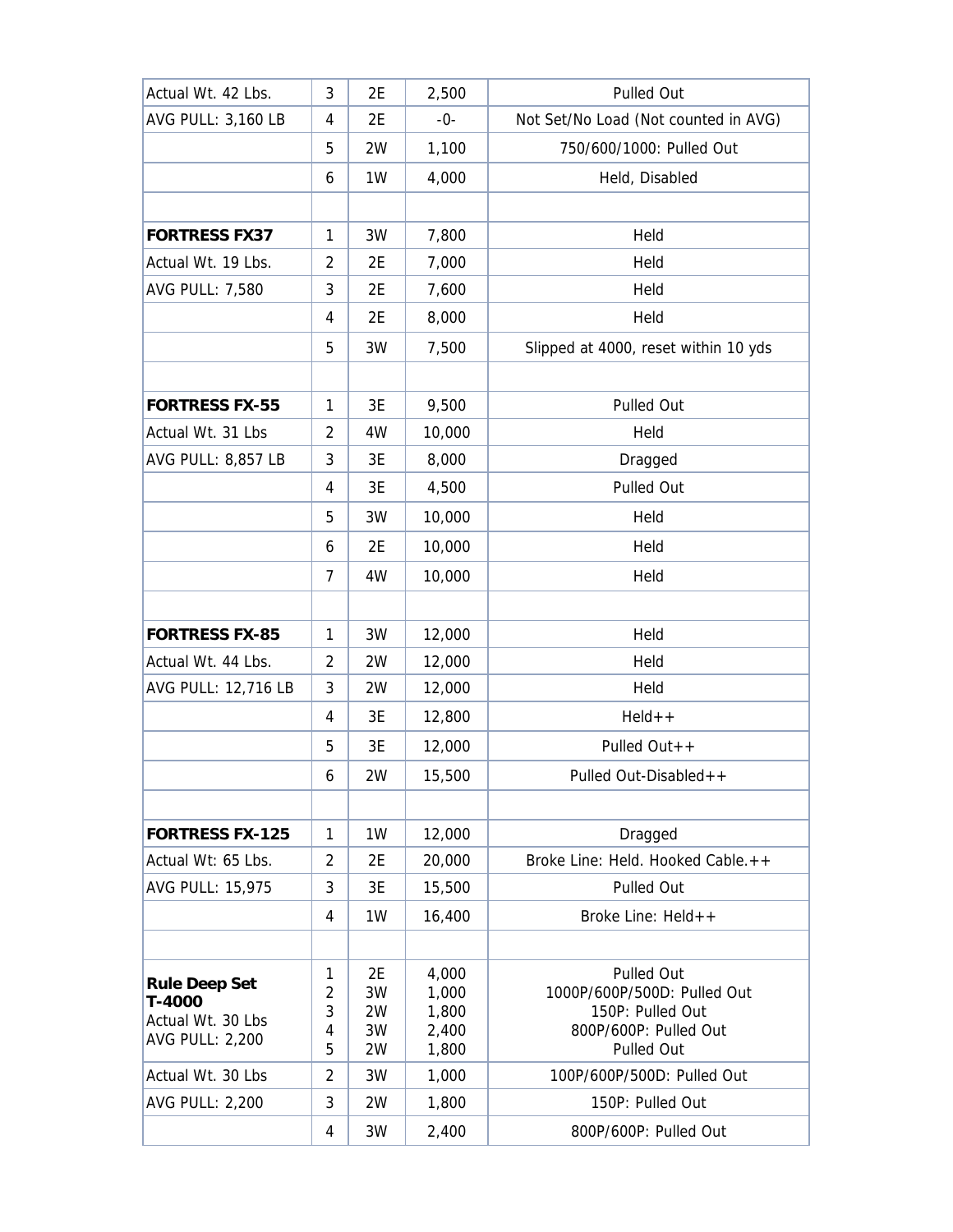| Actual Wt. 42 Lbs. | 3 | 2E | 2,500 | Pulled Out |
|---|---|---|---|---|
| AVG PULL: 3,160 LB | 4 | 2E | -0- | Not Set/No Load (Not counted in AVG) |
| | 5 | 2W | 1,100 | 750/600/1000: Pulled Out |
| | 6 | 1W | 4,000 | Held, Disabled |
| | | | | |
| **FORTRESS FX37** | 1 | 3W | 7,800 | Held |
| Actual Wt. 19 Lbs. | 2 | 2E | 7,000 | Held |
| AVG PULL: 7,580 | 3 | 2E | 7,600 | Held |
| | 4 | 2E | 8,000 | Held |
| | 5 | 3W | 7,500 | Slipped at 4000, reset within 10 yds |
| | | | | |
| **FORTRESS FX-55** | 1 | 3E | 9,500 | Pulled Out |
| Actual Wt. 31 Lbs | 2 | 4W | 10,000 | Held |
| AVG PULL: 8,857 LB | 3 | 3E | 8,000 | Dragged |
| | 4 | 3E | 4,500 | Pulled Out |
| | 5 | 3W | 10,000 | Held |
| | 6 | 2E | 10,000 | Held |
| | 7 | 4W | 10,000 | Held |
| | | | | |
| **FORTRESS FX-85** | 1 | 3W | 12,000 | Held |
| Actual Wt. 44 Lbs. | 2 | 2W | 12,000 | Held |
| AVG PULL: 12,716 LB | 3 | 2W | 12,000 | Held |
| | 4 | 3E | 12,800 | Held++ |
| | 5 | 3E | 12,000 | Pulled Out++ |
| | 6 | 2W | 15,500 | Pulled Out-Disabled++ |
| | | | | |
| **FORTRESS FX-125** | 1 | 1W | 12,000 | Dragged |
| Actual Wt: 65 Lbs. | 2 | 2E | 20,000 | Broke Line: Held. Hooked Cable.++ |
| AVG PULL: 15,975 | 3 | 3E | 15,500 | Pulled Out |
| | 4 | 1W | 16,400 | Broke Line: Held++ |
| | | | | |
| **Rule Deep Set T-4000** Actual Wt. 30 Lbs AVG PULL: 2,200 | 1 2 3 4 5 | 2E 3W 2W 3W 2W | 4,000 1,000 1,800 2,400 1,800 | Pulled Out 1000P/600P/500D: Pulled Out 150P: Pulled Out 800P/600P: Pulled Out Pulled Out |
| Actual Wt. 30 Lbs | 2 | 3W | 1,000 | 100P/600P/500D: Pulled Out |
| AVG PULL: 2,200 | 3 | 2W | 1,800 | 150P: Pulled Out |
| | 4 | 3W | 2,400 | 800P/600P: Pulled Out |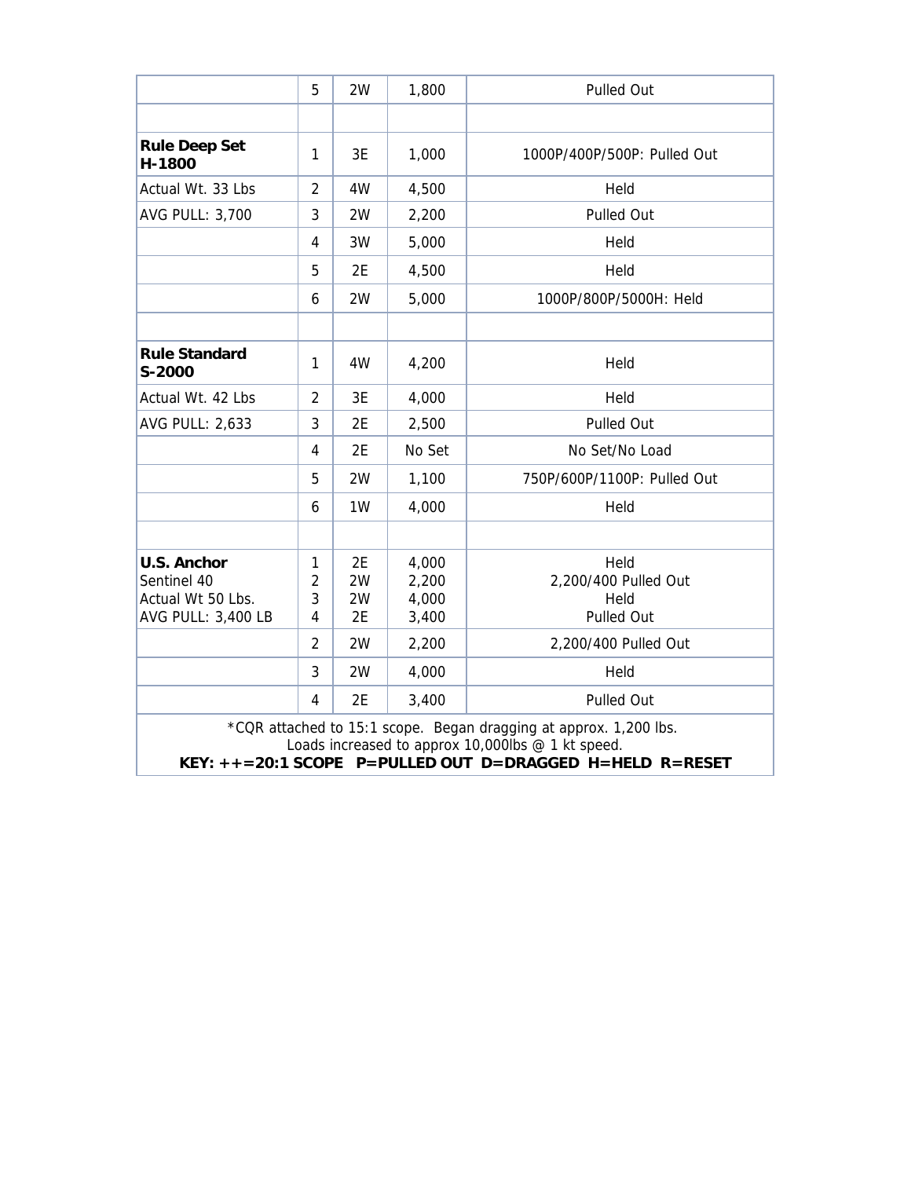| | | | | |
|---|---|---|---|---|
| | 5 | 2W | 1,800 | Pulled Out |
| | | | | |
| **Rule Deep Set H-1800** | 1 | 3E | 1,000 | 1000P/400P/500P: Pulled Out |
| Actual Wt. 33 Lbs | 2 | 4W | 4,500 | Held |
| AVG PULL: 3,700 | 3 | 2W | 2,200 | Pulled Out |
| | 4 | 3W | 5,000 | Held |
| | 5 | 2E | 4,500 | Held |
| | 6 | 2W | 5,000 | 1000P/800P/5000H: Held |
| | | | | |
| **Rule Standard S-2000** | 1 | 4W | 4,200 | Held |
| Actual Wt. 42 Lbs | 2 | 3E | 4,000 | Held |
| AVG PULL: 2,633 | 3 | 2E | 2,500 | Pulled Out |
| | 4 | 2E | No Set | No Set/No Load |
| | 5 | 2W | 1,100 | 750P/600P/1100P: Pulled Out |
| | 6 | 1W | 4,000 | Held |
| | | | | |
| **U.S. Anchor** Sentinel 40 Actual Wt 50 Lbs. AVG PULL: 3,400 LB | 1 2 3 4 | 2E 2W 2W 2E | 4,000 2,200 4,000 3,400 | Held 2,200/400 Pulled Out Held Pulled Out |
| | 2 | 2W | 2,200 | 2,200/400 Pulled Out |
| | 3 | 2W | 4,000 | Held |
| | 4 | 2E | 3,400 | Pulled Out |

*CQR attached to 15:1 scope. Began dragging at approx. 1,200 lbs.
Loads increased to approx 10,000lbs @ 1 kt speed.

**KEY: ++=20:1 SCOPE P=PULLED OUT D=DRAGGED H=HELD R=RESET**